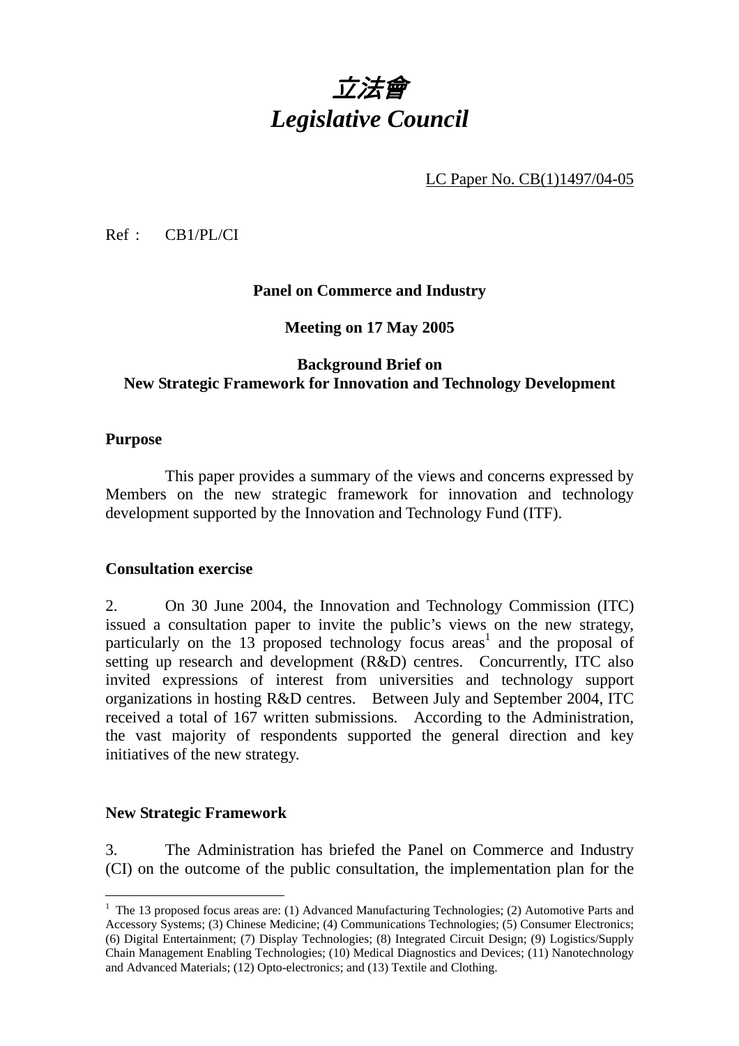# *立法會*
# *Legislative Council*

LC Paper No. CB(1)1497/04-05

Ref： CB1/PL/CI

**Panel on Commerce and Industry**

**Meeting on 17 May 2005**

**Background Brief on**
**New Strategic Framework for Innovation and Technology Development**

## Purpose

This paper provides a summary of the views and concerns expressed by Members on the new strategic framework for innovation and technology development supported by the Innovation and Technology Fund (ITF).

## Consultation exercise

2. On 30 June 2004, the Innovation and Technology Commission (ITC) issued a consultation paper to invite the public's views on the new strategy, particularly on the 13 proposed technology focus areas[1] and the proposal of setting up research and development (R&D) centres. Concurrently, ITC also invited expressions of interest from universities and technology support organizations in hosting R&D centres. Between July and September 2004, ITC received a total of 167 written submissions. According to the Administration, the vast majority of respondents supported the general direction and key initiatives of the new strategy.

## New Strategic Framework

3. The Administration has briefed the Panel on Commerce and Industry (CI) on the outcome of the public consultation, the implementation plan for the

---

[1] The 13 proposed focus areas are: (1) Advanced Manufacturing Technologies; (2) Automotive Parts and Accessory Systems; (3) Chinese Medicine; (4) Communications Technologies; (5) Consumer Electronics; (6) Digital Entertainment; (7) Display Technologies; (8) Integrated Circuit Design; (9) Logistics/Supply Chain Management Enabling Technologies; (10) Medical Diagnostics and Devices; (11) Nanotechnology and Advanced Materials; (12) Opto-electronics; and (13) Textile and Clothing.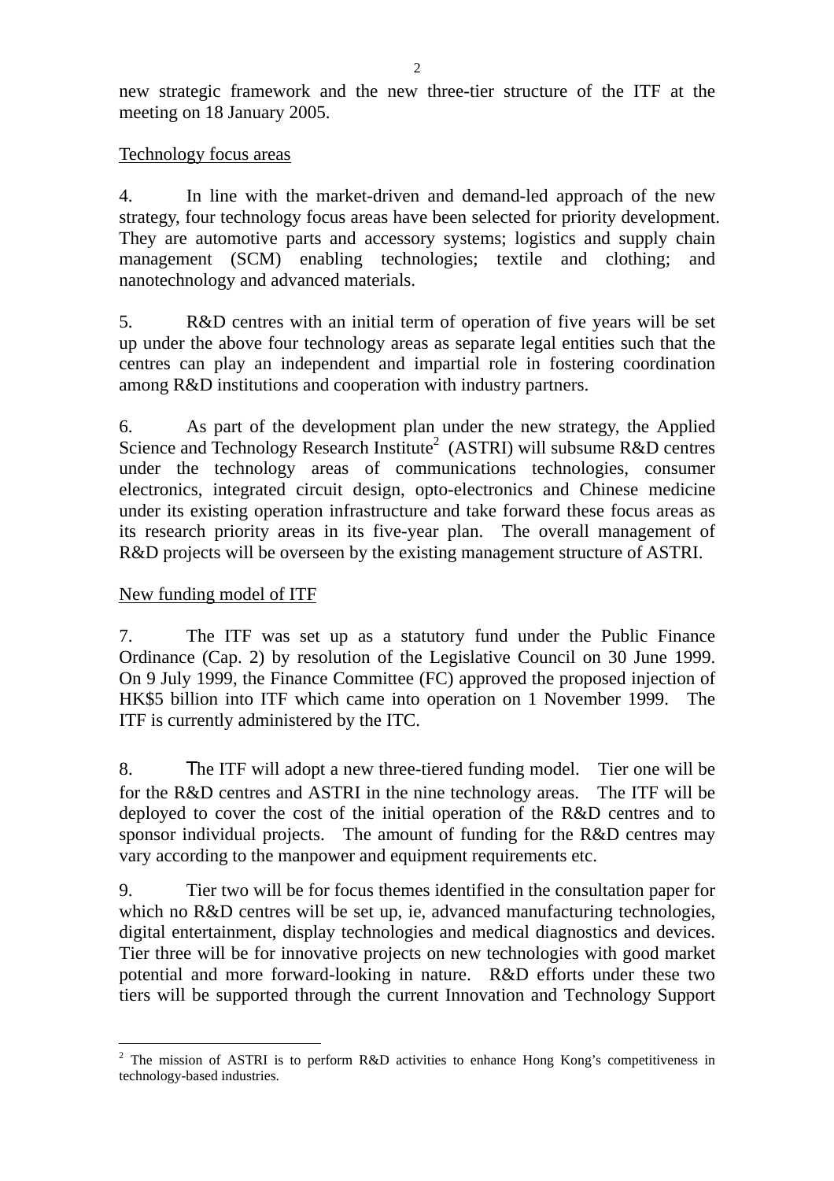new strategic framework and the new three-tier structure of the ITF at the meeting on 18 January 2005.

Technology focus areas

4. In line with the market-driven and demand-led approach of the new strategy, four technology focus areas have been selected for priority development. They are automotive parts and accessory systems; logistics and supply chain management (SCM) enabling technologies; textile and clothing; and nanotechnology and advanced materials.

5. R&D centres with an initial term of operation of five years will be set up under the above four technology areas as separate legal entities such that the centres can play an independent and impartial role in fostering coordination among R&D institutions and cooperation with industry partners.

6. As part of the development plan under the new strategy, the Applied Science and Technology Research Institute[2] (ASTRI) will subsume R&D centres under the technology areas of communications technologies, consumer electronics, integrated circuit design, opto-electronics and Chinese medicine under its existing operation infrastructure and take forward these focus areas as its research priority areas in its five-year plan. The overall management of R&D projects will be overseen by the existing management structure of ASTRI.

New funding model of ITF

7. The ITF was set up as a statutory fund under the Public Finance Ordinance (Cap. 2) by resolution of the Legislative Council on 30 June 1999. On 9 July 1999, the Finance Committee (FC) approved the proposed injection of HK$5 billion into ITF which came into operation on 1 November 1999. The ITF is currently administered by the ITC.

8. The ITF will adopt a new three-tiered funding model. Tier one will be for the R&D centres and ASTRI in the nine technology areas. The ITF will be deployed to cover the cost of the initial operation of the R&D centres and to sponsor individual projects. The amount of funding for the R&D centres may vary according to the manpower and equipment requirements etc.

9. Tier two will be for focus themes identified in the consultation paper for which no R&D centres will be set up, ie, advanced manufacturing technologies, digital entertainment, display technologies and medical diagnostics and devices. Tier three will be for innovative projects on new technologies with good market potential and more forward-looking in nature. R&D efforts under these two tiers will be supported through the current Innovation and Technology Support

[2] The mission of ASTRI is to perform R&D activities to enhance Hong Kong's competitiveness in technology-based industries.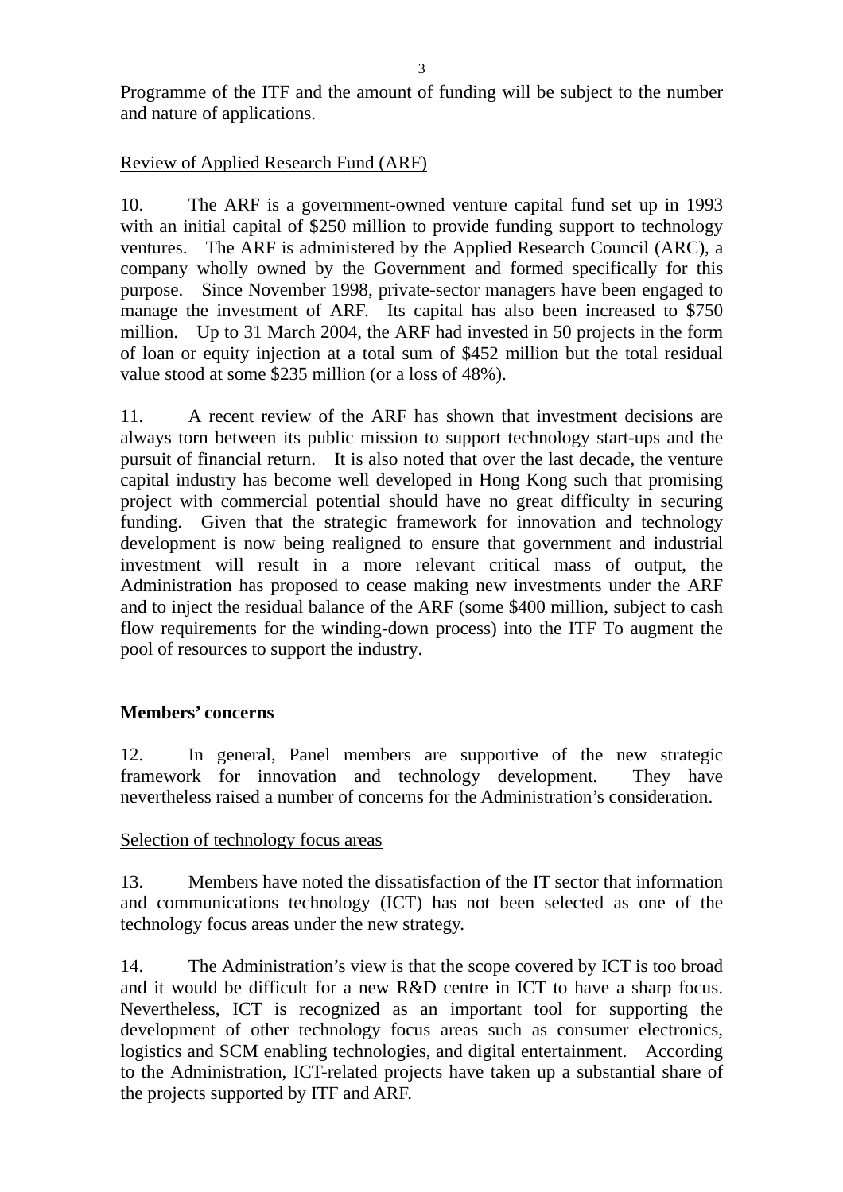Programme of the ITF and the amount of funding will be subject to the number and nature of applications.

Review of Applied Research Fund (ARF)

10. The ARF is a government-owned venture capital fund set up in 1993 with an initial capital of $250 million to provide funding support to technology ventures. The ARF is administered by the Applied Research Council (ARC), a company wholly owned by the Government and formed specifically for this purpose. Since November 1998, private-sector managers have been engaged to manage the investment of ARF. Its capital has also been increased to $750 million. Up to 31 March 2004, the ARF had invested in 50 projects in the form of loan or equity injection at a total sum of $452 million but the total residual value stood at some $235 million (or a loss of 48%).

11. A recent review of the ARF has shown that investment decisions are always torn between its public mission to support technology start-ups and the pursuit of financial return. It is also noted that over the last decade, the venture capital industry has become well developed in Hong Kong such that promising project with commercial potential should have no great difficulty in securing funding. Given that the strategic framework for innovation and technology development is now being realigned to ensure that government and industrial investment will result in a more relevant critical mass of output, the Administration has proposed to cease making new investments under the ARF and to inject the residual balance of the ARF (some $400 million, subject to cash flow requirements for the winding-down process) into the ITF To augment the pool of resources to support the industry.

**Members' concerns**

12. In general, Panel members are supportive of the new strategic framework for innovation and technology development. They have nevertheless raised a number of concerns for the Administration's consideration.

Selection of technology focus areas

13. Members have noted the dissatisfaction of the IT sector that information and communications technology (ICT) has not been selected as one of the technology focus areas under the new strategy.

14. The Administration's view is that the scope covered by ICT is too broad and it would be difficult for a new R&D centre in ICT to have a sharp focus. Nevertheless, ICT is recognized as an important tool for supporting the development of other technology focus areas such as consumer electronics, logistics and SCM enabling technologies, and digital entertainment. According to the Administration, ICT-related projects have taken up a substantial share of the projects supported by ITF and ARF.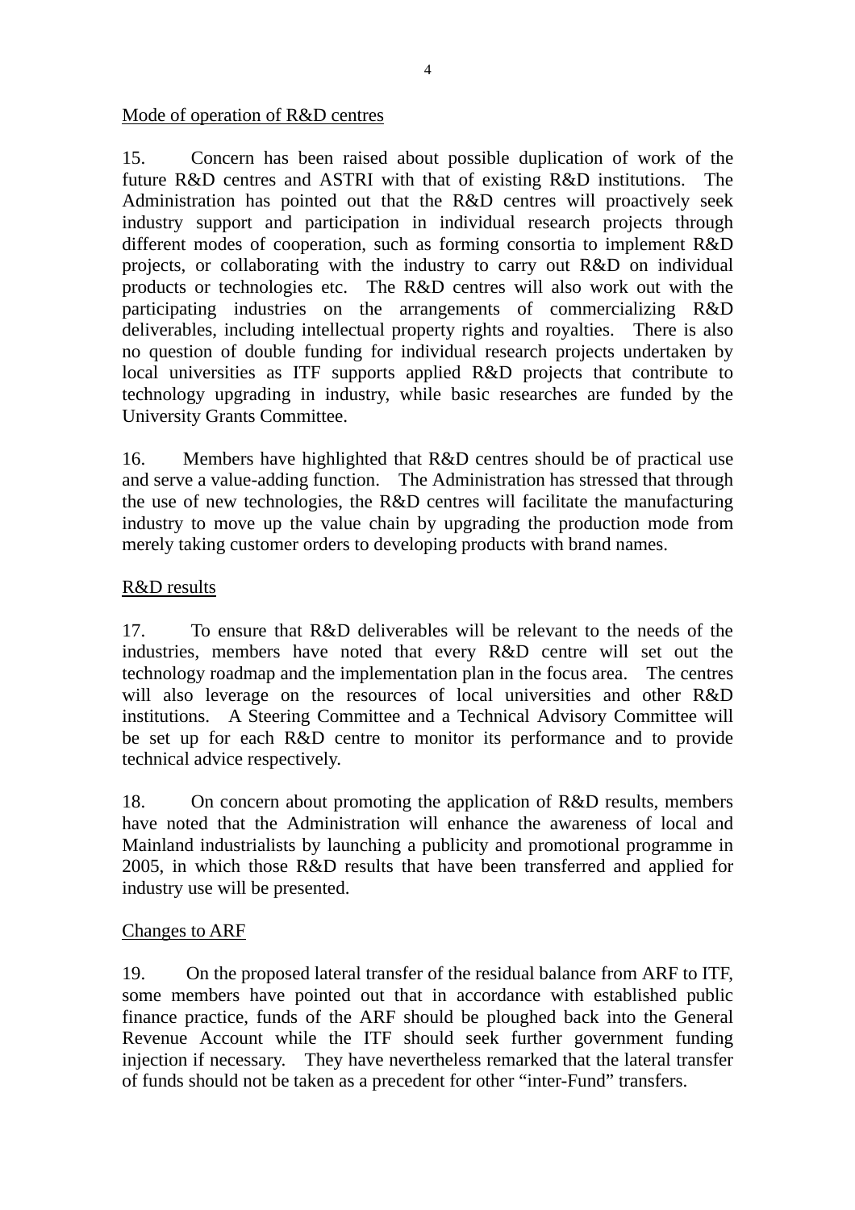Mode of operation of R&D centres

15. Concern has been raised about possible duplication of work of the future R&D centres and ASTRI with that of existing R&D institutions. The Administration has pointed out that the R&D centres will proactively seek industry support and participation in individual research projects through different modes of cooperation, such as forming consortia to implement R&D projects, or collaborating with the industry to carry out R&D on individual products or technologies etc. The R&D centres will also work out with the participating industries on the arrangements of commercializing R&D deliverables, including intellectual property rights and royalties. There is also no question of double funding for individual research projects undertaken by local universities as ITF supports applied R&D projects that contribute to technology upgrading in industry, while basic researches are funded by the University Grants Committee.

16. Members have highlighted that R&D centres should be of practical use and serve a value-adding function. The Administration has stressed that through the use of new technologies, the R&D centres will facilitate the manufacturing industry to move up the value chain by upgrading the production mode from merely taking customer orders to developing products with brand names.

R&D results

17. To ensure that R&D deliverables will be relevant to the needs of the industries, members have noted that every R&D centre will set out the technology roadmap and the implementation plan in the focus area. The centres will also leverage on the resources of local universities and other R&D institutions. A Steering Committee and a Technical Advisory Committee will be set up for each R&D centre to monitor its performance and to provide technical advice respectively.

18. On concern about promoting the application of R&D results, members have noted that the Administration will enhance the awareness of local and Mainland industrialists by launching a publicity and promotional programme in 2005, in which those R&D results that have been transferred and applied for industry use will be presented.

Changes to ARF

19. On the proposed lateral transfer of the residual balance from ARF to ITF, some members have pointed out that in accordance with established public finance practice, funds of the ARF should be ploughed back into the General Revenue Account while the ITF should seek further government funding injection if necessary. They have nevertheless remarked that the lateral transfer of funds should not be taken as a precedent for other "inter-Fund" transfers.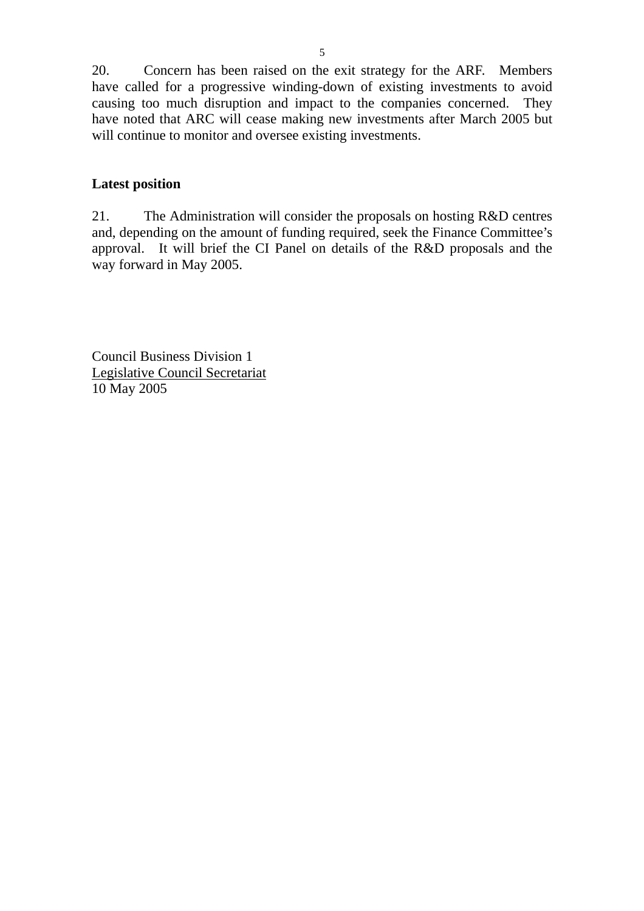20. Concern has been raised on the exit strategy for the ARF. Members have called for a progressive winding-down of existing investments to avoid causing too much disruption and impact to the companies concerned. They have noted that ARC will cease making new investments after March 2005 but will continue to monitor and oversee existing investments.

**Latest position**

21. The Administration will consider the proposals on hosting R&D centres and, depending on the amount of funding required, seek the Finance Committee's approval. It will brief the CI Panel on details of the R&D proposals and the way forward in May 2005.

Council Business Division 1
Legislative Council Secretariat
10 May 2005